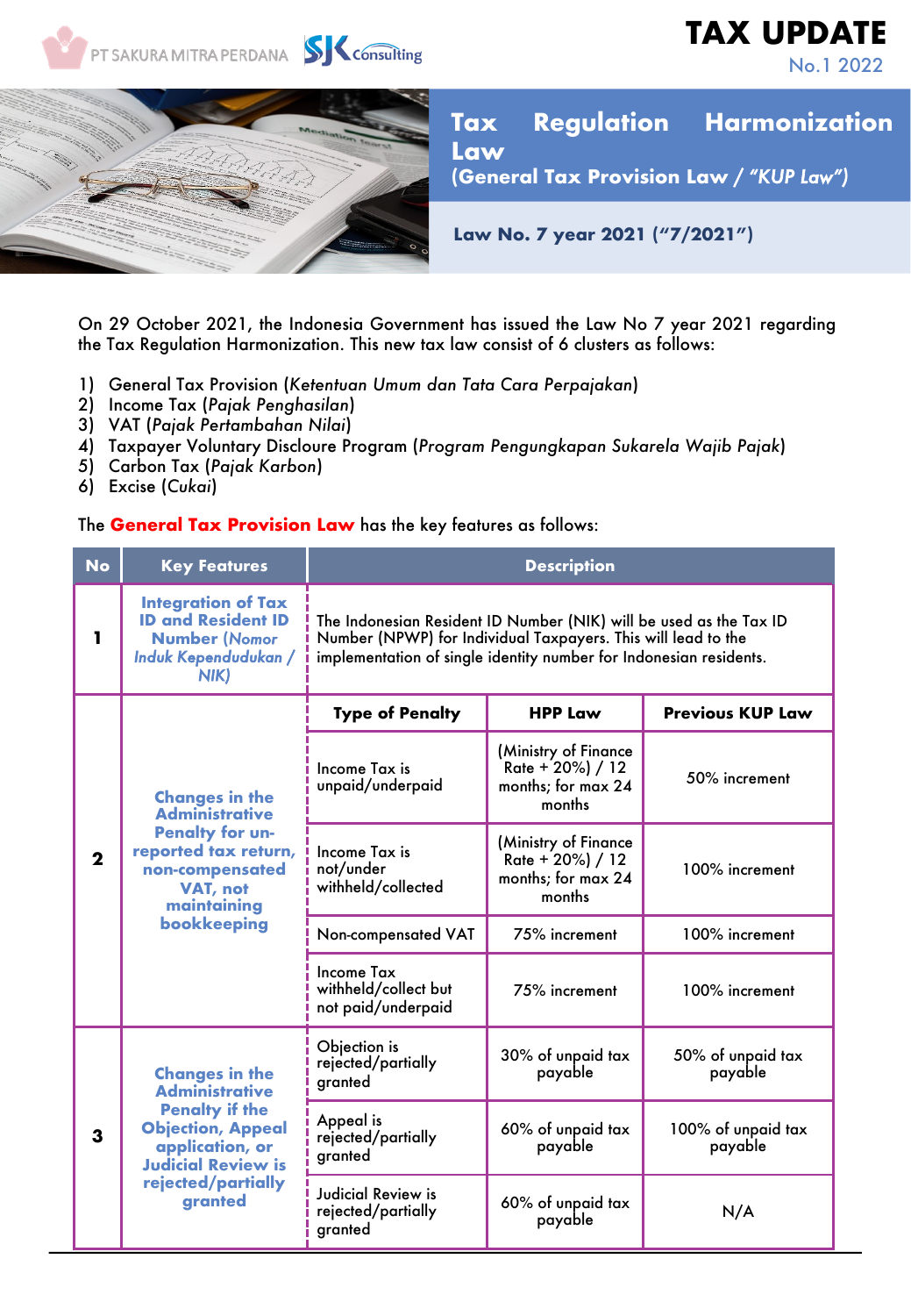# TAX UPDATE

No.1 2022

## Tax Regulation Harmonization Law
### (General Tax Provision Law / *"KUP Law"*)

**Law No. 7 year 2021 ("7/2021")**

On 29 October 2021, the Indonesia Government has issued the Law No 7 year 2021 regarding the Tax Regulation Harmonization. This new tax law consist of 6 clusters as follows:

1) General Tax Provision (*Ketentuan Umum dan Tata Cara Perpajakan*)
2) Income Tax (*Pajak Penghasilan*)
3) VAT (*Pajak Pertambahan Nilai*)
4) Taxpayer Voluntary Discloure Program (*Program Pengungkapan Sukarela Wajib Pajak*)
5) Carbon Tax (*Pajak Karbon*)
6) Excise (*Cukai*)

The **General Tax Provision Law** has the key features as follows:

| No | Key Features | Description | | |
|---|---|---|---|---|
| 1 | **Integration of Tax ID and Resident ID Number (*Nomor Induk Kependudukan / NIK*)** | The Indonesian Resident ID Number (NIK) will be used as the Tax ID Number (NPWP) for Individual Taxpayers. This will lead to the implementation of single identity number for Indonesian residents. | | |
| 2 | **Changes in the Administrative Penalty for un-reported tax return, non-compensated VAT, not maintaining bookkeeping** | **Type of Penalty** | **HPP Law** | **Previous KUP Law** |
| | | Income Tax is unpaid/underpaid | (Ministry of Finance Rate + 20%) / 12 months; for max 24 months | 50% increment |
| | | Income Tax is not/under withheld/collected | (Ministry of Finance Rate + 20%) / 12 months; for max 24 months | 100% increment |
| | | Non-compensated VAT | 75% increment | 100% increment |
| | | Income Tax withheld/collect but not paid/underpaid | 75% increment | 100% increment |
| 3 | **Changes in the Administrative Penalty if the Objection, Appeal application, or Judicial Review is rejected/partially granted** | Objection is rejected/partially granted | 30% of unpaid tax payable | 50% of unpaid tax payable |
| | | Appeal is rejected/partially granted | 60% of unpaid tax payable | 100% of unpaid tax payable |
| | | Judicial Review is rejected/partially granted | 60% of unpaid tax payable | N/A |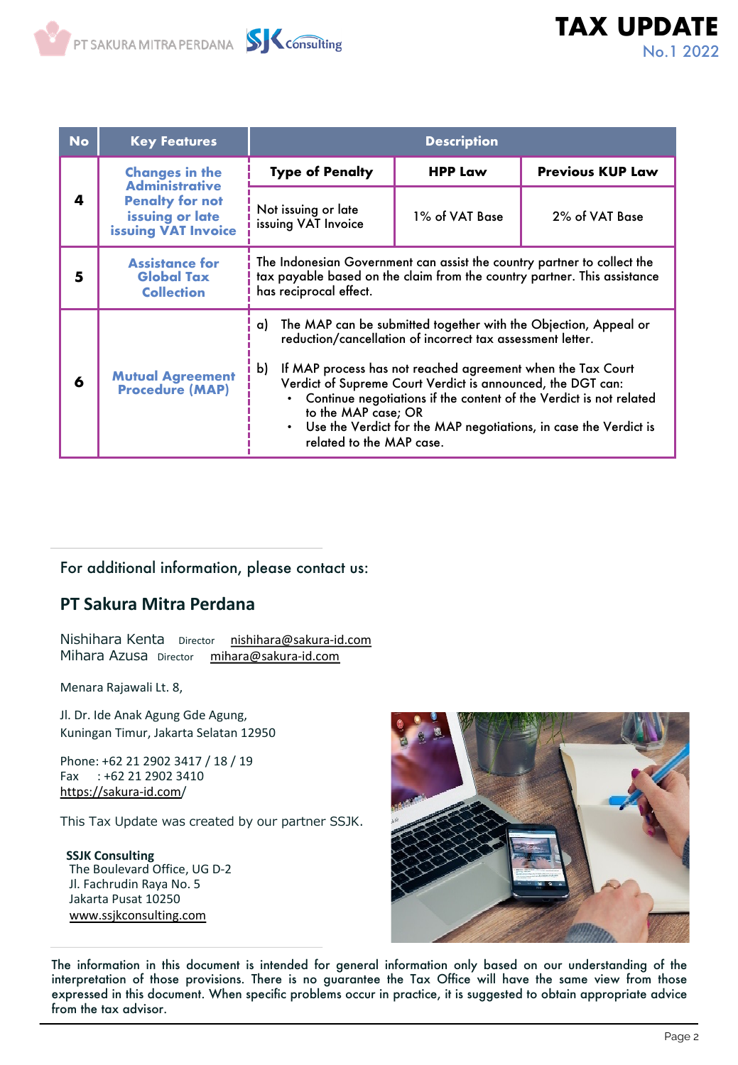| No | Key Features | Description | | |
|---|---|---|---|---|
| 4 | Changes in the Administrative Penalty for not issuing or late issuing VAT Invoice | **Type of Penalty** | **HPP Law** | **Previous KUP Law** |
| | | Not issuing or late issuing VAT Invoice | 1% of VAT Base | 2% of VAT Base |
| 5 | Assistance for Global Tax Collection | The Indonesian Government can assist the country partner to collect the tax payable based on the claim from the country partner. This assistance has reciprocal effect. | | |
| 6 | Mutual Agreement Procedure (MAP) | a) The MAP can be submitted together with the Objection, Appeal or reduction/cancellation of incorrect tax assessment letter.<br><br>b) If MAP process has not reached agreement when the Tax Court Verdict of Supreme Court Verdict is announced, the DGT can:<br>• Continue negotiations if the content of the Verdict is not related to the MAP case; OR<br>• Use the Verdict for the MAP negotiations, in case the Verdict is related to the MAP case. | | |

For additional information, please contact us:

## PT Sakura Mitra Perdana

Nishihara Kenta Director nishihara@sakura-id.com
Mihara Azusa Director mihara@sakura-id.com

Menara Rajawali Lt. 8,

Jl. Dr. Ide Anak Agung Gde Agung,
Kuningan Timur, Jakarta Selatan 12950

Phone: +62 21 2902 3417 / 18 / 19
Fax : +62 21 2902 3410
https://sakura-id.com/

This Tax Update was created by our partner SSJK.

**SSJK Consulting**
The Boulevard Office, UG D-2
Jl. Fachrudin Raya No. 5
Jakarta Pusat 10250
www.ssjkconsulting.com

The information in this document is intended for general information only based on our understanding of the interpretation of those provisions. There is no guarantee the Tax Office will have the same view from those expressed in this document. When specific problems occur in practice, it is suggested to obtain appropriate advice from the tax advisor.